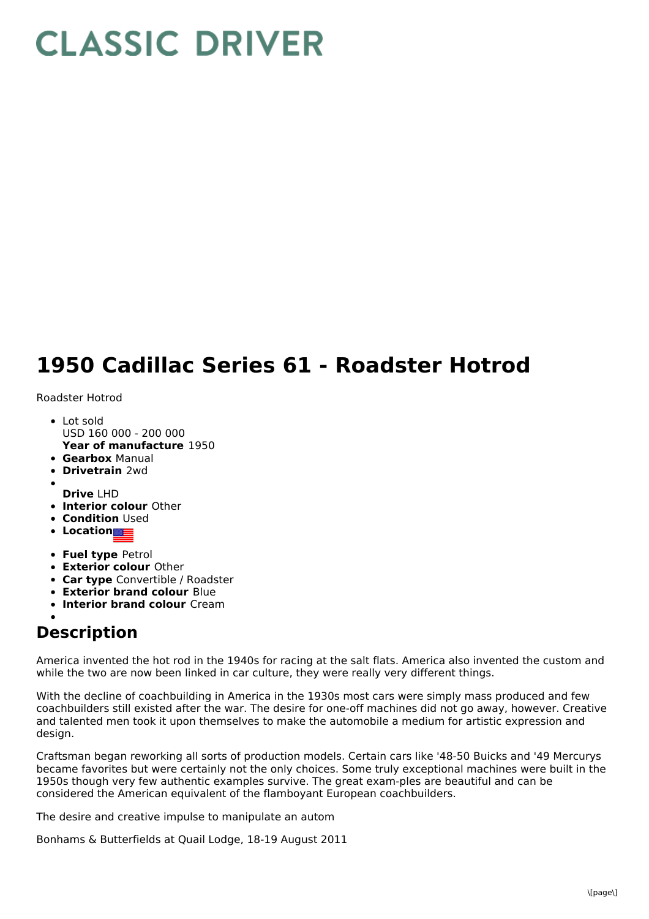# CLASSIC DRIVER

# 1950 Cadillac Series 61 - Roadster Hotrod

Roadster Hotrod

- Lot sold
  USD 160 000 - 200 000
  **Year of manufacture** 1950
- **Gearbox** Manual
- **Drivetrain** 2wd
- 
  **Drive** LHD
- **Interior colour** Other
- **Condition** Used
- **Location**
- **Fuel type** Petrol
- **Exterior colour** Other
- **Car type** Convertible / Roadster
- **Exterior brand colour** Blue
- **Interior brand colour** Cream
- 

## Description

America invented the hot rod in the 1940s for racing at the salt flats. America also invented the custom and while the two are now been linked in car culture, they were really very different things.

With the decline of coachbuilding in America in the 1930s most cars were simply mass produced and few coachbuilders still existed after the war. The desire for one-off machines did not go away, however. Creative and talented men took it upon themselves to make the automobile a medium for artistic expression and design.

Craftsman began reworking all sorts of production models. Certain cars like '48-50 Buicks and '49 Mercurys became favorites but were certainly not the only choices. Some truly exceptional machines were built in the 1950s though very few authentic examples survive. The great exam-ples are beautiful and can be considered the American equivalent of the flamboyant European coachbuilders.

The desire and creative impulse to manipulate an autom

Bonhams & Butterfields at Quail Lodge, 18-19 August 2011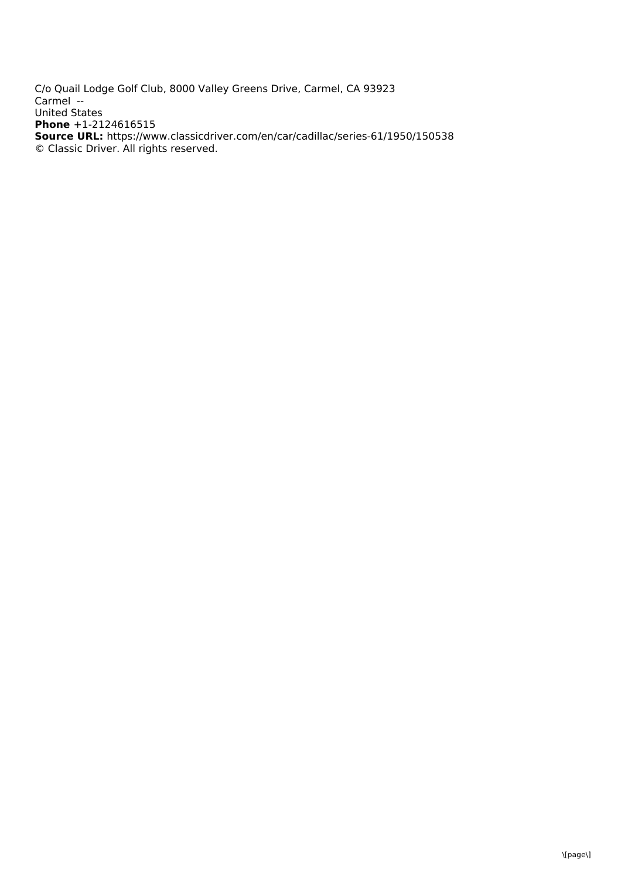C/o Quail Lodge Golf Club, 8000 Valley Greens Drive, Carmel, CA 93923
Carmel --
United States
**Phone** +1-2124616515
**Source URL:** https://www.classicdriver.com/en/car/cadillac/series-61/1950/150538
© Classic Driver. All rights reserved.